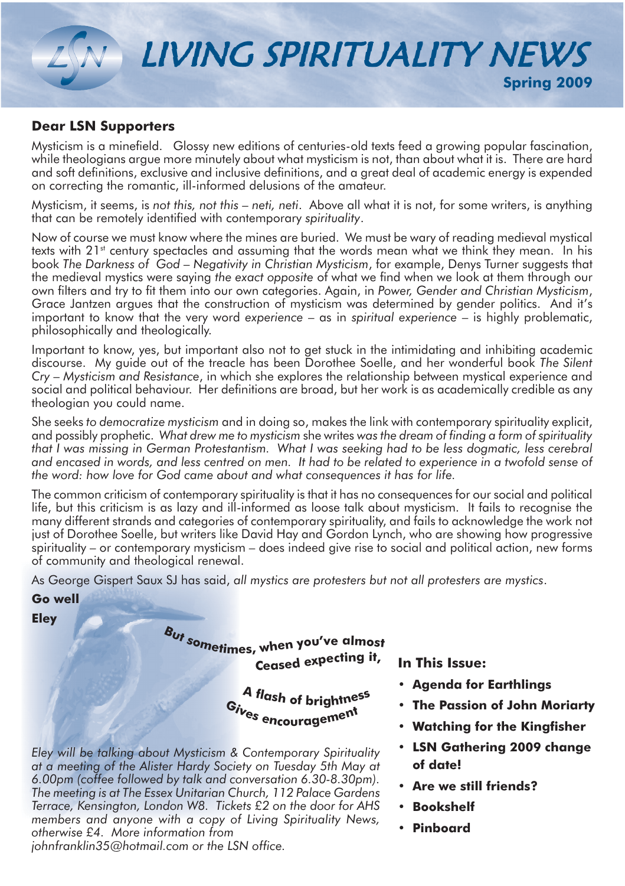# LIVING SPIRITUALITY NEWS

**Spring 2009**

## Dear LSN Supporters

Mysticism is a minefield. Glossy new editions of centuries-old texts feed a growing popular fascination, while theologians argue more minutely about what mysticism is not, than about what it is. There are hard and soft definitions, exclusive and inclusive definitions, and a great deal of academic energy is expended on correcting the romantic, ill-informed delusions of the amateur.

Mysticism, it seems, is *not this, not this – neti, neti*. Above all what it is not, for some writers, is anything that can be remotely identified with contemporary *spirituality*.

Now of course we must know where the mines are buried. We must be wary of reading medieval mystical texts with 21st century spectacles and assuming that the words mean what we think they mean. In his book *The Darkness of God – Negativity in Christian Mysticism*, for example, Denys Turner suggests that the medieval mystics were saying *the exact opposite* of what we find when we look at them through our own filters and try to fit them into our own categories. Again, in *Power, Gender and Christian Mysticism*, Grace Jantzen argues that the construction of mysticism was determined by gender politics. And it's important to know that the very word *experience* – as in *spiritual experience* – is highly problematic, philosophically and theologically.

Important to know, yes, but important also not to get stuck in the intimidating and inhibiting academic discourse. My guide out of the treacle has been Dorothee Soelle, and her wonderful book *The Silent Cry – Mysticism and Resistance*, in which she explores the relationship between mystical experience and social and political behaviour. Her definitions are broad, but her work is as academically credible as any theologian you could name.

She seeks *to democratize mysticism* and in doing so, makes the link with contemporary spirituality explicit, and possibly prophetic. *What drew me to mysticism* she writes *was the dream of finding a form of spirituality that I was missing in German Protestantism. What I was seeking had to be less dogmatic, less cerebral and encased in words, and less centred on men. It had to be related to experience in a twofold sense of the word: how love for God came about and what consequences it has for life.*

The common criticism of contemporary spirituality is that it has no consequences for our social and political life, but this criticism is as lazy and ill-informed as loose talk about mysticism. It fails to recognise the many different strands and categories of contemporary spirituality, and fails to acknowledge the work not just of Dorothee Soelle, but writers like David Hay and Gordon Lynch, who are showing how progressive spirituality – or contemporary mysticism – does indeed give rise to social and political action, new forms of community and theological renewal.

As George Gispert Saux SJ has said, *all mystics are protesters but not all protesters are mystics*.

**Go well**

**Eley**

**But sometimes, when you've almost
Ceased expecting it,**

**A flash of brightness
Gives encouragement**

*Eley will be talking about Mysticism & Contemporary Spirituality at a meeting of the Alister Hardy Society on Tuesday 5th May at 6.00pm (coffee followed by talk and conversation 6.30-8.30pm). The meeting is at The Essex Unitarian Church, 112 Palace Gardens Terrace, Kensington, London W8. Tickets £2 on the door for AHS members and anyone with a copy of Living Spirituality News, otherwise £4. More information from johnfranklin35@hotmail.com or the LSN office.*

### In This Issue:

- **Agenda for Earthlings**
- **The Passion of John Moriarty**
- **Watching for the Kingfisher**
- **LSN Gathering 2009 change of date!**
- **Are we still friends?**
- **Bookshelf**
- **Pinboard**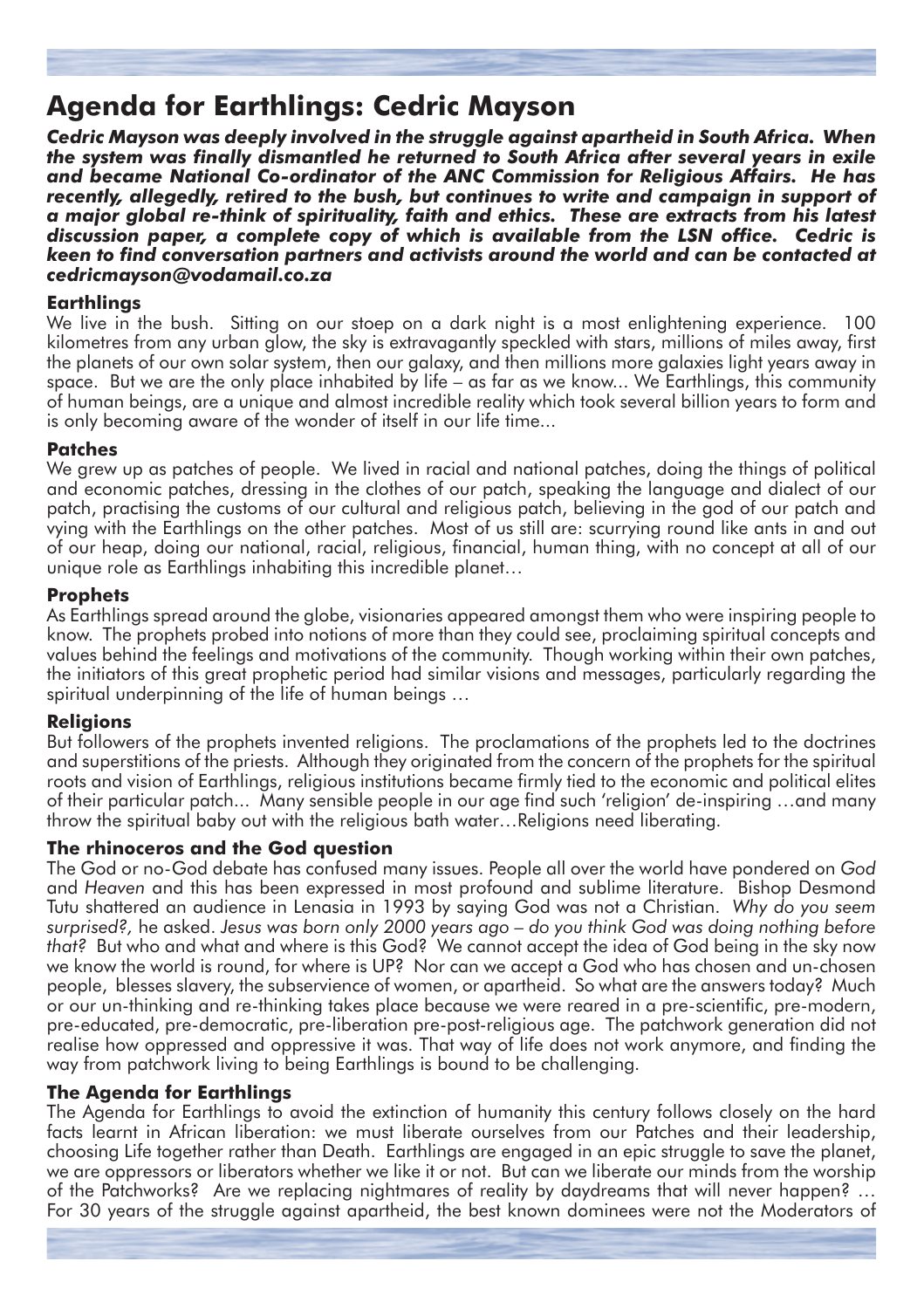# Agenda for Earthlings: Cedric Mayson

***Cedric Mayson was deeply involved in the struggle against apartheid in South Africa. When the system was finally dismantled he returned to South Africa after several years in exile and became National Co-ordinator of the ANC Commission for Religious Affairs. He has recently, allegedly, retired to the bush, but continues to write and campaign in support of a major global re-think of spirituality, faith and ethics. These are extracts from his latest discussion paper, a complete copy of which is available from the LSN office. Cedric is keen to find conversation partners and activists around the world and can be contacted at cedricmayson@vodamail.co.za***

### Earthlings

We live in the bush. Sitting on our stoep on a dark night is a most enlightening experience. 100 kilometres from any urban glow, the sky is extravagantly speckled with stars, millions of miles away, first the planets of our own solar system, then our galaxy, and then millions more galaxies light years away in space. But we are the only place inhabited by life – as far as we know... We Earthlings, this community of human beings, are a unique and almost incredible reality which took several billion years to form and is only becoming aware of the wonder of itself in our life time...

### Patches

We grew up as patches of people. We lived in racial and national patches, doing the things of political and economic patches, dressing in the clothes of our patch, speaking the language and dialect of our patch, practising the customs of our cultural and religious patch, believing in the god of our patch and vying with the Earthlings on the other patches. Most of us still are: scurrying round like ants in and out of our heap, doing our national, racial, religious, financial, human thing, with no concept at all of our unique role as Earthlings inhabiting this incredible planet…

### Prophets

As Earthlings spread around the globe, visionaries appeared amongst them who were inspiring people to know. The prophets probed into notions of more than they could see, proclaiming spiritual concepts and values behind the feelings and motivations of the community. Though working within their own patches, the initiators of this great prophetic period had similar visions and messages, particularly regarding the spiritual underpinning of the life of human beings …

### Religions

But followers of the prophets invented religions. The proclamations of the prophets led to the doctrines and superstitions of the priests. Although they originated from the concern of the prophets for the spiritual roots and vision of Earthlings, religious institutions became firmly tied to the economic and political elites of their particular patch… Many sensible people in our age find such 'religion' de-inspiring …and many throw the spiritual baby out with the religious bath water…Religions need liberating.

### The rhinoceros and the God question

The God or no-God debate has confused many issues. People all over the world have pondered on *God* and *Heaven* and this has been expressed in most profound and sublime literature. Bishop Desmond Tutu shattered an audience in Lenasia in 1993 by saying God was not a Christian. *Why do you seem surprised?,* he asked. *Jesus was born only 2000 years ago – do you think God was doing nothing before that?* But who and what and where is this God? We cannot accept the idea of God being in the sky now we know the world is round, for where is UP? Nor can we accept a God who has chosen and un-chosen people, blesses slavery, the subservience of women, or apartheid. So what are the answers today? Much or our un-thinking and re-thinking takes place because we were reared in a pre-scientific, pre-modern, pre-educated, pre-democratic, pre-liberation pre-post-religious age. The patchwork generation did not realise how oppressed and oppressive it was. That way of life does not work anymore, and finding the way from patchwork living to being Earthlings is bound to be challenging.

### The Agenda for Earthlings

The Agenda for Earthlings to avoid the extinction of humanity this century follows closely on the hard facts learnt in African liberation: we must liberate ourselves from our Patches and their leadership, choosing Life together rather than Death. Earthlings are engaged in an epic struggle to save the planet, we are oppressors or liberators whether we like it or not. But can we liberate our minds from the worship of the Patchworks? Are we replacing nightmares of reality by daydreams that will never happen? … For 30 years of the struggle against apartheid, the best known dominees were not the Moderators of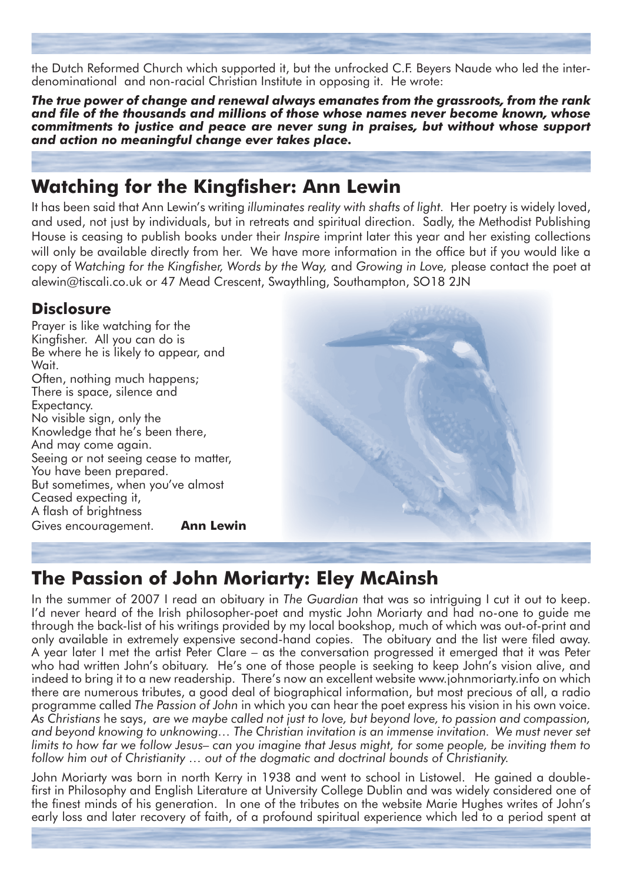the Dutch Reformed Church which supported it, but the unfrocked C.F. Beyers Naude who led the inter-denominational and non-racial Christian Institute in opposing it. He wrote:

***The true power of change and renewal always emanates from the grassroots, from the rank and file of the thousands and millions of those whose names never become known, whose commitments to justice and peace are never sung in praises, but without whose support and action no meaningful change ever takes place.***

## Watching for the Kingfisher: Ann Lewin

It has been said that Ann Lewin's writing *illuminates reality with shafts of light*. Her poetry is widely loved, and used, not just by individuals, but in retreats and spiritual direction. Sadly, the Methodist Publishing House is ceasing to publish books under their *Inspire* imprint later this year and her existing collections will only be available directly from her. We have more information in the office but if you would like a copy of *Watching for the Kingfisher, Words by the Way,* and *Growing in Love,* please contact the poet at alewin@tiscali.co.uk or 47 Mead Crescent, Swaythling, Southampton, SO18 2JN

### Disclosure

Prayer is like watching for the
Kingfisher. All you can do is
Be where he is likely to appear, and
Wait.
Often, nothing much happens;
There is space, silence and
Expectancy.
No visible sign, only the
Knowledge that he's been there,
And may come again.
Seeing or not seeing cease to matter,
You have been prepared.
But sometimes, when you've almost
Ceased expecting it,
A flash of brightness
Gives encouragement. **Ann Lewin**

## The Passion of John Moriarty: Eley McAinsh

In the summer of 2007 I read an obituary in *The Guardian* that was so intriguing I cut it out to keep. I'd never heard of the Irish philosopher-poet and mystic John Moriarty and had no-one to guide me through the back-list of his writings provided by my local bookshop, much of which was out-of-print and only available in extremely expensive second-hand copies. The obituary and the list were filed away. A year later I met the artist Peter Clare – as the conversation progressed it emerged that it was Peter who had written John's obituary. He's one of those people is seeking to keep John's vision alive, and indeed to bring it to a new readership. There's now an excellent website www.johnmoriarty.info on which there are numerous tributes, a good deal of biographical information, but most precious of all, a radio programme called *The Passion of John* in which you can hear the poet express his vision in his own voice. *As Christians* he says, *are we maybe called not just to love, but beyond love, to passion and compassion, and beyond knowing to unknowing… The Christian invitation is an immense invitation. We must never set limits to how far we follow Jesus– can you imagine that Jesus might, for some people, be inviting them to follow him out of Christianity … out of the dogmatic and doctrinal bounds of Christianity.*

John Moriarty was born in north Kerry in 1938 and went to school in Listowel. He gained a double-first in Philosophy and English Literature at University College Dublin and was widely considered one of the finest minds of his generation. In one of the tributes on the website Marie Hughes writes of John's early loss and later recovery of faith, of a profound spiritual experience which led to a period spent at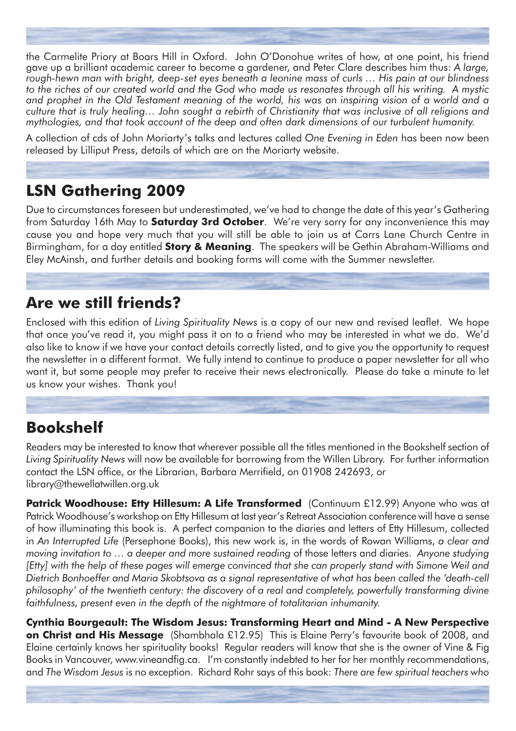the Carmelite Priory at Boars Hill in Oxford. John O'Donohue writes of how, at one point, his friend gave up a brilliant academic career to become a gardener, and Peter Clare describes him thus: *A large, rough-hewn man with bright, deep-set eyes beneath a leonine mass of curls … His pain at our blindness to the riches of our created world and the God who made us resonates through all his writing. A mystic and prophet in the Old Testament meaning of the world, his was an inspiring vision of a world and a culture that is truly healing… John sought a rebirth of Christianity that was inclusive of all religions and mythologies, and that took account of the deep and often dark dimensions of our turbulent humanity.*

A collection of cds of John Moriarty's talks and lectures called *One Evening in Eden* has been now been released by Lilliput Press, details of which are on the Moriarty website.

## LSN Gathering 2009

Due to circumstances foreseen but underestimated, we've had to change the date of this year's Gathering from Saturday 16th May to **Saturday 3rd October**. We're very sorry for any inconvenience this may cause you and hope very much that you will still be able to join us at Carrs Lane Church Centre in Birmingham, for a day entitled **Story & Meaning**. The speakers will be Gethin Abraham-Williams and Eley McAinsh, and further details and booking forms will come with the Summer newsletter.

## Are we still friends?

Enclosed with this edition of *Living Spirituality News* is a copy of our new and revised leaflet. We hope that once you've read it, you might pass it on to a friend who may be interested in what we do. We'd also like to know if we have your contact details correctly listed, and to give you the opportunity to request the newsletter in a different format. We fully intend to continue to produce a paper newsletter for all who want it, but some people may prefer to receive their news electronically. Please do take a minute to let us know your wishes. Thank you!

## Bookshelf

Readers may be interested to know that wherever possible all the titles mentioned in the Bookshelf section of *Living Spirituality News* will now be available for borrowing from the Willen Library. For further information contact the LSN office, or the Librarian, Barbara Merrifield, on 01908 242693, or library@thewellatwillen.org.uk

**Patrick Woodhouse: Etty Hillesum: A Life Transformed** (Continuum £12.99) Anyone who was at Patrick Woodhouse's workshop on Etty Hillesum at last year's Retreat Association conference will have a sense of how illuminating this book is. A perfect companion to the diaries and letters of Etty Hillesum, collected in *An Interrupted Life* (Persephone Books), this new work is, in the words of Rowan Williams, *a clear and moving invitation to … a deeper and more sustained reading* of those letters and diaries. *Anyone studying [Etty] with the help of these pages will emerge convinced that she can properly stand with Simone Weil and Dietrich Bonhoeffer and Maria Skobtsova as a signal representative of what has been called the 'death-cell philosophy' of the twentieth century: the discovery of a real and completely, powerfully transforming divine faithfulness, present even in the depth of the nightmare of totalitarian inhumanity.*

**Cynthia Bourgeault: The Wisdom Jesus: Transforming Heart and Mind - A New Perspective on Christ and His Message** (Shambhala £12.95) This is Elaine Perry's favourite book of 2008, and Elaine certainly knows her spirituality books! Regular readers will know that she is the owner of Vine & Fig Books in Vancouver, www.vineandfig.ca. I'm constantly indebted to her for her monthly recommendations, and *The Wisdom Jesus* is no exception. Richard Rohr says of this book: *There are few spiritual teachers who*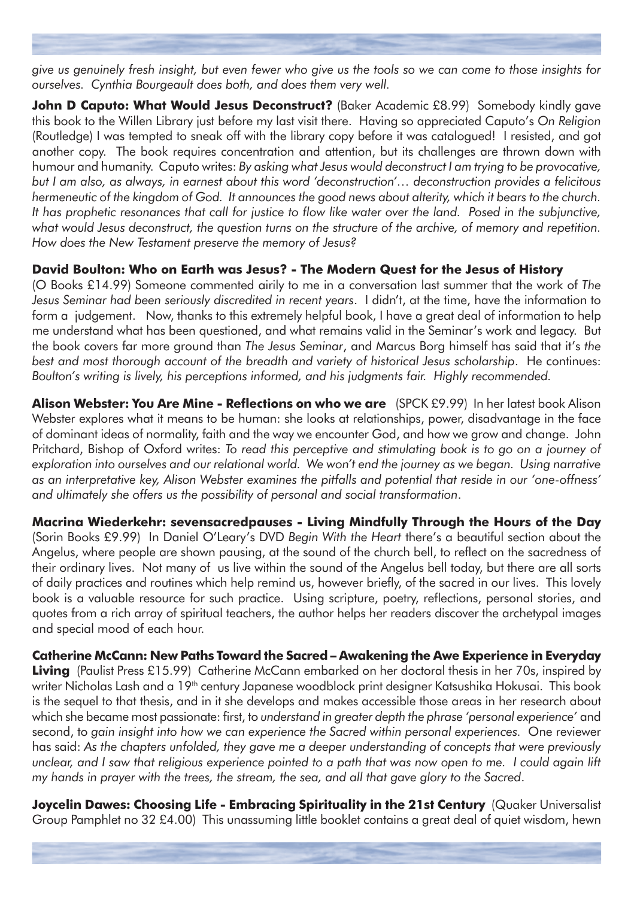*give us genuinely fresh insight, but even fewer who give us the tools so we can come to those insights for ourselves. Cynthia Bourgeault does both, and does them very well.*

**John D Caputo: What Would Jesus Deconstruct?** (Baker Academic £8.99) Somebody kindly gave this book to the Willen Library just before my last visit there. Having so appreciated Caputo's *On Religion* (Routledge) I was tempted to sneak off with the library copy before it was catalogued! I resisted, and got another copy. The book requires concentration and attention, but its challenges are thrown down with humour and humanity. Caputo writes: *By asking what Jesus would deconstruct I am trying to be provocative, but I am also, as always, in earnest about this word 'deconstruction'… deconstruction provides a felicitous hermeneutic of the kingdom of God. It announces the good news about alterity, which it bears to the church. It has prophetic resonances that call for justice to flow like water over the land. Posed in the subjunctive, what would Jesus deconstruct, the question turns on the structure of the archive, of memory and repetition. How does the New Testament preserve the memory of Jesus?*

**David Boulton: Who on Earth was Jesus? - The Modern Quest for the Jesus of History** (O Books £14.99) Someone commented airily to me in a conversation last summer that the work of *The Jesus Seminar had been seriously discredited in recent years*. I didn't, at the time, have the information to form a judgement. Now, thanks to this extremely helpful book, I have a great deal of information to help me understand what has been questioned, and what remains valid in the Seminar's work and legacy. But the book covers far more ground than *The Jesus Seminar*, and Marcus Borg himself has said that it's *the best and most thorough account of the breadth and variety of historical Jesus scholarship*. He continues: *Boulton's writing is lively, his perceptions informed, and his judgments fair. Highly recommended.*

**Alison Webster: You Are Mine - Reflections on who we are** (SPCK £9.99) In her latest book Alison Webster explores what it means to be human: she looks at relationships, power, disadvantage in the face of dominant ideas of normality, faith and the way we encounter God, and how we grow and change. John Pritchard, Bishop of Oxford writes: *To read this perceptive and stimulating book is to go on a journey of exploration into ourselves and our relational world. We won't end the journey as we began. Using narrative as an interpretative key, Alison Webster examines the pitfalls and potential that reside in our 'one-offness' and ultimately she offers us the possibility of personal and social transformation*.

**Macrina Wiederkehr: sevensacredpauses - Living Mindfully Through the Hours of the Day** (Sorin Books £9.99) In Daniel O'Leary's DVD *Begin With the Heart* there's a beautiful section about the Angelus, where people are shown pausing, at the sound of the church bell, to reflect on the sacredness of their ordinary lives. Not many of us live within the sound of the Angelus bell today, but there are all sorts of daily practices and routines which help remind us, however briefly, of the sacred in our lives. This lovely book is a valuable resource for such practice. Using scripture, poetry, reflections, personal stories, and quotes from a rich array of spiritual teachers, the author helps her readers discover the archetypal images and special mood of each hour.

**Catherine McCann: New Paths Toward the Sacred – Awakening the Awe Experience in Everyday Living** (Paulist Press £15.99) Catherine McCann embarked on her doctoral thesis in her 70s, inspired by writer Nicholas Lash and a 19th century Japanese woodblock print designer Katsushika Hokusai. This book is the sequel to that thesis, and in it she develops and makes accessible those areas in her research about which she became most passionate: first, to *understand in greater depth the phrase 'personal experience'* and second, to *gain insight into how we can experience the Sacred within personal experiences.* One reviewer has said: *As the chapters unfolded, they gave me a deeper understanding of concepts that were previously unclear, and I saw that religious experience pointed to a path that was now open to me. I could again lift my hands in prayer with the trees, the stream, the sea, and all that gave glory to the Sacred*.

**Joycelin Dawes: Choosing Life - Embracing Spirituality in the 21st Century** (Quaker Universalist Group Pamphlet no 32 £4.00) This unassuming little booklet contains a great deal of quiet wisdom, hewn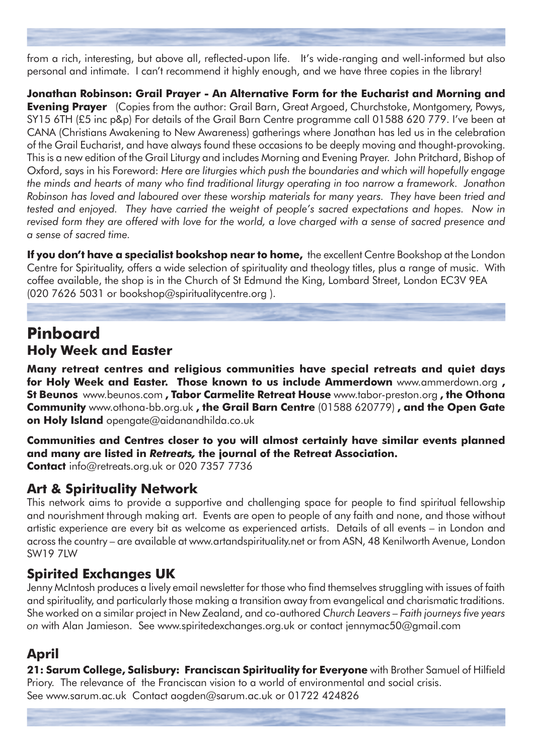from a rich, interesting, but above all, reflected-upon life. It's wide-ranging and well-informed but also personal and intimate. I can't recommend it highly enough, and we have three copies in the library!

**Jonathan Robinson: Grail Prayer - An Alternative Form for the Eucharist and Morning and Evening Prayer** (Copies from the author: Grail Barn, Great Argoed, Churchstoke, Montgomery, Powys, SY15 6TH (£5 inc p&p) For details of the Grail Barn Centre programme call 01588 620 779. I've been at CANA (Christians Awakening to New Awareness) gatherings where Jonathan has led us in the celebration of the Grail Eucharist, and have always found these occasions to be deeply moving and thought-provoking. This is a new edition of the Grail Liturgy and includes Morning and Evening Prayer. John Pritchard, Bishop of Oxford, says in his Foreword: *Here are liturgies which push the boundaries and which will hopefully engage the minds and hearts of many who find traditional liturgy operating in too narrow a framework. Jonathon Robinson has loved and laboured over these worship materials for many years. They have been tried and tested and enjoyed. They have carried the weight of people's sacred expectations and hopes. Now in revised form they are offered with love for the world, a love charged with a sense of sacred presence and a sense of sacred time.*

**If you don't have a specialist bookshop near to home,** the excellent Centre Bookshop at the London Centre for Spirituality, offers a wide selection of spirituality and theology titles, plus a range of music. With coffee available, the shop is in the Church of St Edmund the King, Lombard Street, London EC3V 9EA (020 7626 5031 or bookshop@spiritualitycentre.org ).

# Pinboard

## Holy Week and Easter

**Many retreat centres and religious communities have special retreats and quiet days for Holy Week and Easter. Those known to us include Ammerdown** www.ammerdown.org **, St Beunos** www.beunos.com **, Tabor Carmelite Retreat House** www.tabor-preston.org **, the Othona Community** www.othona-bb.org.uk **, the Grail Barn Centre** (01588 620779) **, and the Open Gate on Holy Island** opengate@aidanandhilda.co.uk

**Communities and Centres closer to you will almost certainly have similar events planned and many are listed in *Retreats,* the journal of the Retreat Association.**
**Contact** info@retreats.org.uk or 020 7357 7736

## Art & Spirituality Network

This network aims to provide a supportive and challenging space for people to find spiritual fellowship and nourishment through making art. Events are open to people of any faith and none, and those without artistic experience are every bit as welcome as experienced artists. Details of all events – in London and across the country – are available at www.artandspirituality.net or from ASN, 48 Kenilworth Avenue, London SW19 7LW

## Spirited Exchanges UK

Jenny McIntosh produces a lively email newsletter for those who find themselves struggling with issues of faith and spirituality, and particularly those making a transition away from evangelical and charismatic traditions. She worked on a similar project in New Zealand, and co-authored *Church Leavers – Faith journeys five years on* with Alan Jamieson. See www.spiritedexchanges.org.uk or contact jennymac50@gmail.com

## April

**21: Sarum College, Salisbury: Franciscan Spirituality for Everyone** with Brother Samuel of Hilfield Priory. The relevance of the Franciscan vision to a world of environmental and social crisis.
See www.sarum.ac.uk Contact aogden@sarum.ac.uk or 01722 424826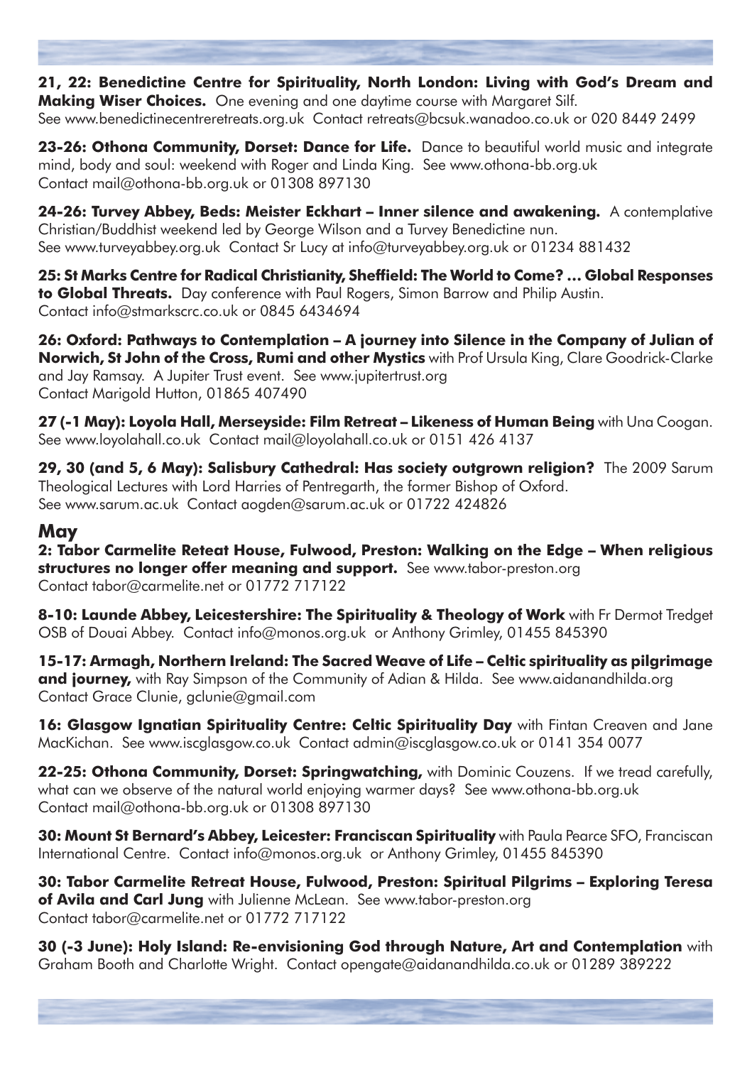**21, 22: Benedictine Centre for Spirituality, North London: Living with God's Dream and Making Wiser Choices.** One evening and one daytime course with Margaret Silf. See www.benedictinecentreretreats.org.uk Contact retreats@bcsuk.wanadoo.co.uk or 020 8449 2499

**23-26: Othona Community, Dorset: Dance for Life.** Dance to beautiful world music and integrate mind, body and soul: weekend with Roger and Linda King. See www.othona-bb.org.uk Contact mail@othona-bb.org.uk or 01308 897130

**24-26: Turvey Abbey, Beds: Meister Eckhart – Inner silence and awakening.** A contemplative Christian/Buddhist weekend led by George Wilson and a Turvey Benedictine nun. See www.turveyabbey.org.uk Contact Sr Lucy at info@turveyabbey.org.uk or 01234 881432

**25: St Marks Centre for Radical Christianity, Sheffield: The World to Come? … Global Responses to Global Threats.** Day conference with Paul Rogers, Simon Barrow and Philip Austin. Contact info@stmarkscrc.co.uk or 0845 6434694

**26: Oxford: Pathways to Contemplation – A journey into Silence in the Company of Julian of Norwich, St John of the Cross, Rumi and other Mystics** with Prof Ursula King, Clare Goodrick-Clarke and Jay Ramsay. A Jupiter Trust event. See www.jupitertrust.org Contact Marigold Hutton, 01865 407490

**27 (-1 May): Loyola Hall, Merseyside: Film Retreat – Likeness of Human Being** with Una Coogan. See www.loyolahall.co.uk Contact mail@loyolahall.co.uk or 0151 426 4137

**29, 30 (and 5, 6 May): Salisbury Cathedral: Has society outgrown religion?** The 2009 Sarum Theological Lectures with Lord Harries of Pentregarth, the former Bishop of Oxford. See www.sarum.ac.uk Contact aogden@sarum.ac.uk or 01722 424826

## May

**2: Tabor Carmelite Reteat House, Fulwood, Preston: Walking on the Edge – When religious structures no longer offer meaning and support.** See www.tabor-preston.org Contact tabor@carmelite.net or 01772 717122

**8-10: Launde Abbey, Leicestershire: The Spirituality & Theology of Work** with Fr Dermot Tredget OSB of Douai Abbey. Contact info@monos.org.uk or Anthony Grimley, 01455 845390

**15-17: Armagh, Northern Ireland: The Sacred Weave of Life – Celtic spirituality as pilgrimage and journey,** with Ray Simpson of the Community of Adian & Hilda. See www.aidanandhilda.org Contact Grace Clunie, gclunie@gmail.com

**16: Glasgow Ignatian Spirituality Centre: Celtic Spirituality Day** with Fintan Creaven and Jane MacKichan. See www.iscglasgow.co.uk Contact admin@iscglasgow.co.uk or 0141 354 0077

**22-25: Othona Community, Dorset: Springwatching,** with Dominic Couzens. If we tread carefully, what can we observe of the natural world enjoying warmer days? See www.othona-bb.org.uk Contact mail@othona-bb.org.uk or 01308 897130

**30: Mount St Bernard's Abbey, Leicester: Franciscan Spirituality** with Paula Pearce SFO, Franciscan International Centre. Contact info@monos.org.uk or Anthony Grimley, 01455 845390

**30: Tabor Carmelite Retreat House, Fulwood, Preston: Spiritual Pilgrims – Exploring Teresa of Avila and Carl Jung** with Julienne McLean. See www.tabor-preston.org Contact tabor@carmelite.net or 01772 717122

**30 (-3 June): Holy Island: Re-envisioning God through Nature, Art and Contemplation** with Graham Booth and Charlotte Wright. Contact opengate@aidanandhilda.co.uk or 01289 389222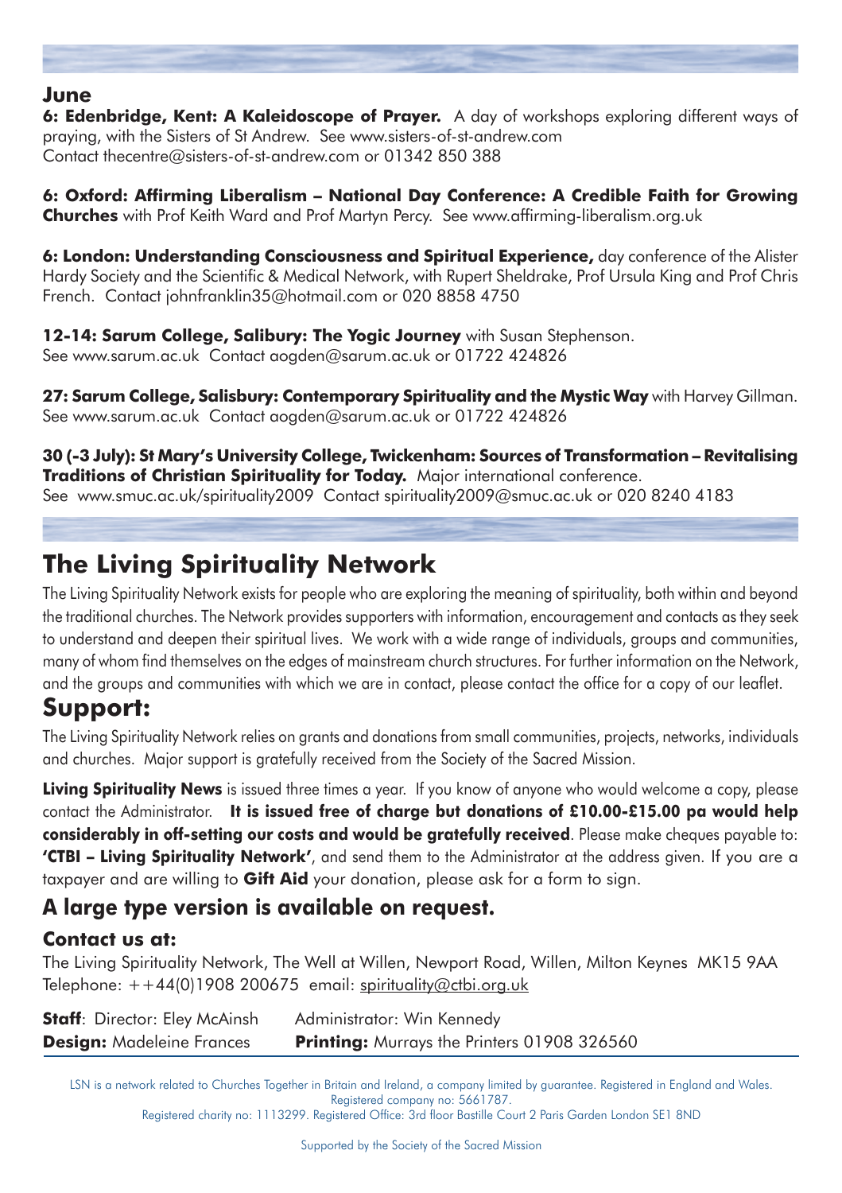## June

**6: Edenbridge, Kent: A Kaleidoscope of Prayer.** A day of workshops exploring different ways of praying, with the Sisters of St Andrew. See www.sisters-of-st-andrew.com
Contact thecentre@sisters-of-st-andrew.com or 01342 850 388

**6: Oxford: Affirming Liberalism – National Day Conference: A Credible Faith for Growing Churches** with Prof Keith Ward and Prof Martyn Percy. See www.affirming-liberalism.org.uk

**6: London: Understanding Consciousness and Spiritual Experience,** day conference of the Alister Hardy Society and the Scientific & Medical Network, with Rupert Sheldrake, Prof Ursula King and Prof Chris French. Contact johnfranklin35@hotmail.com or 020 8858 4750

**12-14: Sarum College, Salibury: The Yogic Journey** with Susan Stephenson.
See www.sarum.ac.uk Contact aogden@sarum.ac.uk or 01722 424826

**27: Sarum College, Salisbury: Contemporary Spirituality and the Mystic Way** with Harvey Gillman.
See www.sarum.ac.uk Contact aogden@sarum.ac.uk or 01722 424826

**30 (-3 July): St Mary's University College, Twickenham: Sources of Transformation – Revitalising Traditions of Christian Spirituality for Today.** Major international conference.
See www.smuc.ac.uk/spirituality2009 Contact spirituality2009@smuc.ac.uk or 020 8240 4183

# The Living Spirituality Network

The Living Spirituality Network exists for people who are exploring the meaning of spirituality, both within and beyond the traditional churches. The Network provides supporters with information, encouragement and contacts as they seek to understand and deepen their spiritual lives. We work with a wide range of individuals, groups and communities, many of whom find themselves on the edges of mainstream church structures. For further information on the Network, and the groups and communities with which we are in contact, please contact the office for a copy of our leaflet.

# Support:

The Living Spirituality Network relies on grants and donations from small communities, projects, networks, individuals and churches. Major support is gratefully received from the Society of the Sacred Mission.

**Living Spirituality News** is issued three times a year. If you know of anyone who would welcome a copy, please contact the Administrator. **It is issued free of charge but donations of £10.00-£15.00 pa would help considerably in off-setting our costs and would be gratefully received**. Please make cheques payable to: **'CTBI – Living Spirituality Network'**, and send them to the Administrator at the address given. If you are a taxpayer and are willing to **Gift Aid** your donation, please ask for a form to sign.

## A large type version is available on request.

### Contact us at:

The Living Spirituality Network, The Well at Willen, Newport Road, Willen, Milton Keynes MK15 9AA
Telephone: ++44(0)1908 200675 email: spirituality@ctbi.org.uk

**Staff**: Director: Eley McAinsh Administrator: Win Kennedy
**Design:** Madeleine Frances **Printing:** Murrays the Printers 01908 326560

LSN is a network related to Churches Together in Britain and Ireland, a company limited by guarantee. Registered in England and Wales. Registered company no: 5661787.
Registered charity no: 1113299. Registered Office: 3rd floor Bastille Court 2 Paris Garden London SE1 8ND

Supported by the Society of the Sacred Mission